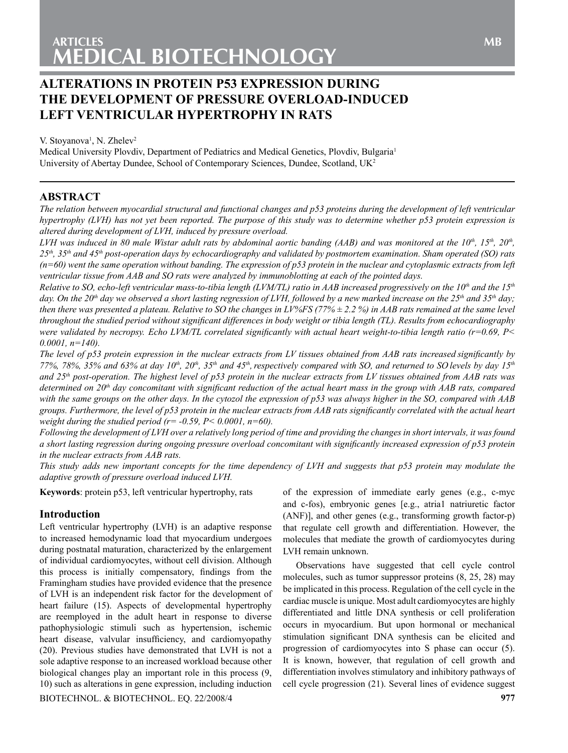# ALTERATIONS IN PROTEIN P53 EXPRESSION DURING THE DEVELOPMENT OF PRESSURE OVERLOAD-INDUCED LEFT VENTRICULAR HYPERTROPHY IN RATS

V. Stoyanova[1], N. Zhelev[2]

Medical University Plovdiv, Department of Pediatrics and Medical Genetics, Plovdiv, Bulgaria[1]
University of Abertay Dundee, School of Contemporary Sciences, Dundee, Scotland, UK[2]

## ABSTRACT

*The relation between myocardial structural and functional changes and p53 proteins during the development of left ventricular hypertrophy (LVH) has not yet been reported. The purpose of this study was to determine whether p53 protein expression is altered during development of LVH, induced by pressure overload.*

*LVH was induced in 80 male Wistar adult rats by abdominal aortic banding (AAB) and was monitored at the 10th, 15th, 20th, 25th, 35th and 45th post-operation days by echocardiography and validated by postmortem examination. Sham operated (SO) rats (n=60) went the same operation without banding. The expression of p53 protein in the nuclear and cytoplasmic extracts from left ventricular tissue from AAB and SO rats were analyzed by immunoblotting at each of the pointed days.*

*Relative to SO, echo-left ventricular mass-to-tibia length (LVM/TL) ratio in AAB increased progressively on the 10th and the 15th day. On the 20th day we observed a short lasting regression of LVH, followed by a new marked increase on the 25th and 35th day; then there was presented a plateau. Relative to SO the changes in LV%FS (77% ± 2.2 %) in AAB rats remained at the same level throughout the studied period without significant differences in body weight or tibia length (TL). Results from echocardiography were validated by necropsy. Echo LVM/TL correlated significantly with actual heart weight-to-tibia length ratio ($r=0.69$, $P< 0.0001$, $n=140$).*

*The level of p53 protein expression in the nuclear extracts from LV tissues obtained from AAB rats increased significantly by 77%, 78%, 35% and 63% at day 10th, 20th, 35th and 45th, respectively compared with SO, and returned to SO levels by day 15th and 25th post-operation. The highest level of p53 protein in the nuclear extracts from LV tissues obtained from AAB rats was determined on 20th day concomitant with significant reduction of the actual heart mass in the group with AAB rats, compared with the same groups on the other days. In the cytozol the expression of p53 was always higher in the SO, compared with AAB groups. Furthermore, the level of p53 protein in the nuclear extracts from AAB rats significantly correlated with the actual heart weight during the studied period ($r= -0.59$, $P< 0.0001$, $n=60$).*

*Following the development of LVH over a relatively long period of time and providing the changes in short intervals, it was found a short lasting regression during ongoing pressure overload concomitant with significantly increased expression of p53 protein in the nuclear extracts from AAB rats.*

*This study adds new important concepts for the time dependency of LVH and suggests that p53 protein may modulate the adaptive growth of pressure overload induced LVH.*

**Keywords**: protein p53, left ventricular hypertrophy, rats

## Introduction

Left ventricular hypertrophy (LVH) is an adaptive response to increased hemodynamic load that myocardium undergoes during postnatal maturation, characterized by the enlargement of individual cardiomyocytes, without cell division. Although this process is initially compensatory, findings from the Framingham studies have provided evidence that the presence of LVH is an independent risk factor for the development of heart failure (15). Aspects of developmental hypertrophy are reemployed in the adult heart in response to diverse pathophysiologic stimuli such as hypertension, ischemic heart disease, valvular insufficiency, and cardiomyopathy (20). Previous studies have demonstrated that LVH is not a sole adaptive response to an increased workload because other biological changes play an important role in this process (9, 10) such as alterations in gene expression, including induction of the expression of immediate early genes (e.g., c-myc and c-fos), embryonic genes [e.g., atria1 natriuretic factor (ANF)], and other genes (e.g., transforming growth factor-p) that regulate cell growth and differentiation. However, the molecules that mediate the growth of cardiomyocytes during LVH remain unknown.

Observations have suggested that cell cycle control molecules, such as tumor suppressor proteins (8, 25, 28) may be implicated in this process. Regulation of the cell cycle in the cardiac muscle is unique. Most adult cardiomyocytes are highly differentiated and little DNA synthesis or cell proliferation occurs in myocardium. But upon hormonal or mechanical stimulation significant DNA synthesis can be elicited and progression of cardiomyocytes into S phase can occur (5). It is known, however, that regulation of cell growth and differentiation involves stimulatory and inhibitory pathways of cell cycle progression (21). Several lines of evidence suggest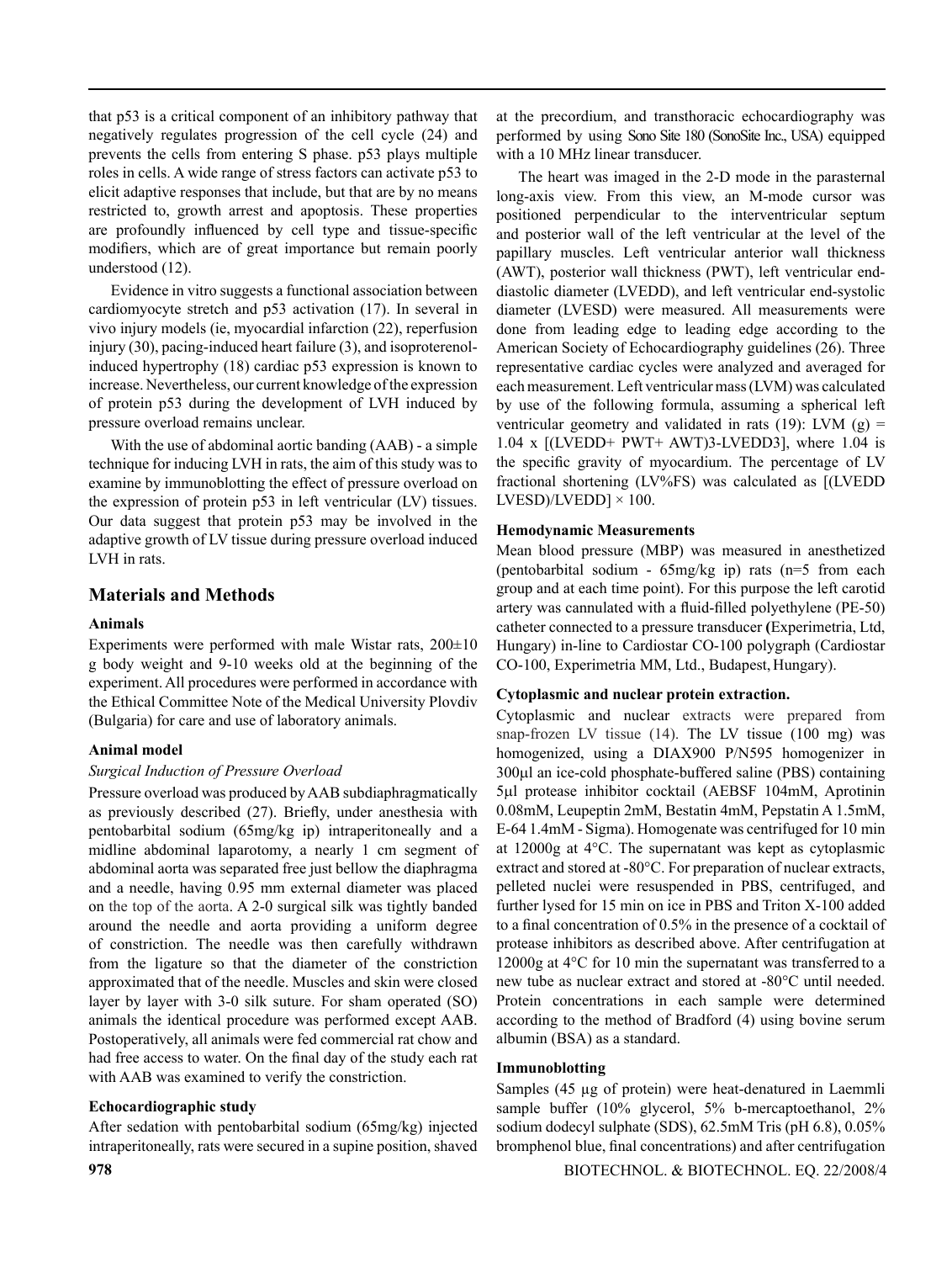that p53 is a critical component of an inhibitory pathway that negatively regulates progression of the cell cycle (24) and prevents the cells from entering S phase. p53 plays multiple roles in cells. A wide range of stress factors can activate p53 to elicit adaptive responses that include, but that are by no means restricted to, growth arrest and apoptosis. These properties are profoundly influenced by cell type and tissue-specific modifiers, which are of great importance but remain poorly understood (12).

Evidence in vitro suggests a functional association between cardiomyocyte stretch and p53 activation (17). In several in vivo injury models (ie, myocardial infarction (22), reperfusion injury (30), pacing-induced heart failure (3), and isoproterenol-induced hypertrophy (18) cardiac p53 expression is known to increase. Nevertheless, our current knowledge of the expression of protein p53 during the development of LVH induced by pressure overload remains unclear.

With the use of abdominal aortic banding (AAB) - a simple technique for inducing LVH in rats, the aim of this study was to examine by immunoblotting the effect of pressure overload on the expression of protein p53 in left ventricular (LV) tissues. Our data suggest that protein p53 may be involved in the adaptive growth of LV tissue during pressure overload induced LVH in rats.

## Materials and Methods

### Animals

Experiments were performed with male Wistar rats, 200±10 g body weight and 9-10 weeks old at the beginning of the experiment. All procedures were performed in accordance with the Ethical Committee Note of the Medical University Plovdiv (Bulgaria) for care and use of laboratory animals.

### Animal model

*Surgical Induction of Pressure Overload*

Pressure overload was produced by AAB subdiaphragmatically as previously described (27). Briefly, under anesthesia with pentobarbital sodium (65mg/kg ip) intraperitoneally and a midline abdominal laparotomy, a nearly 1 cm segment of abdominal aorta was separated free just bellow the diaphragma and a needle, having 0.95 mm external diameter was placed on the top of the aorta. A 2-0 surgical silk was tightly banded around the needle and aorta providing a uniform degree of constriction. The needle was then carefully withdrawn from the ligature so that the diameter of the constriction approximated that of the needle. Muscles and skin were closed layer by layer with 3-0 silk suture. For sham operated (SO) animals the identical procedure was performed except AAB. Postoperatively, all animals were fed commercial rat chow and had free access to water. On the final day of the study each rat with AAB was examined to verify the constriction.

### Echocardiographic study

After sedation with pentobarbital sodium (65mg/kg) injected intraperitoneally, rats were secured in a supine position, shaved at the precordium, and transthoracic echocardiography was performed by using Sono Site 180 (SonoSite Inc., USA) equipped with a 10 MHz linear transducer.

The heart was imaged in the 2-D mode in the parasternal long-axis view. From this view, an M-mode cursor was positioned perpendicular to the interventricular septum and posterior wall of the left ventricular at the level of the papillary muscles. Left ventricular anterior wall thickness (AWT), posterior wall thickness (PWT), left ventricular end-diastolic diameter (LVEDD), and left ventricular end-systolic diameter (LVESD) were measured. All measurements were done from leading edge to leading edge according to the American Society of Echocardiography guidelines (26). Three representative cardiac cycles were analyzed and averaged for each measurement. Left ventricular mass (LVM) was calculated by use of the following formula, assuming a spherical left ventricular geometry and validated in rats (19): LVM (g) = $1.04 \times [(LVEDD + PWT + AWT)^3 - LVEDD^3]$, where 1.04 is the specific gravity of myocardium. The percentage of LV fractional shortening (LV%FS) was calculated as [(LVEDD LVESD)/LVEDD] × 100.

### Hemodynamic Measurements

Mean blood pressure (MBP) was measured in anesthetized (pentobarbital sodium - 65mg/kg ip) rats (n=5 from each group and at each time point). For this purpose the left carotid artery was cannulated with a fluid-filled polyethylene (PE-50) catheter connected to a pressure transducer (Experimetria, Ltd, Hungary) in-line to Cardiostar CO-100 polygraph (Cardiostar CO-100, Experimetria MM, Ltd., Budapest, Hungary).

### Cytoplasmic and nuclear protein extraction.

Cytoplasmic and nuclear extracts were prepared from snap-frozen LV tissue (14). The LV tissue (100 mg) was homogenized, using a DIAX900 P/N595 homogenizer in 300μl an ice-cold phosphate-buffered saline (PBS) containing 5μl protease inhibitor cocktail (AEBSF 104mM, Aprotinin 0.08mM, Leupeptin 2mM, Bestatin 4mM, Pepstatin A 1.5mM, E-64 1.4mM - Sigma). Homogenate was centrifuged for 10 min at 12000g at 4°C. The supernatant was kept as cytoplasmic extract and stored at -80°C. For preparation of nuclear extracts, pelleted nuclei were resuspended in PBS, centrifuged, and further lysed for 15 min on ice in PBS and Triton X-100 added to a final concentration of 0.5% in the presence of a cocktail of protease inhibitors as described above. After centrifugation at 12000g at 4°C for 10 min the supernatant was transferred to a new tube as nuclear extract and stored at -80°C until needed. Protein concentrations in each sample were determined according to the method of Bradford (4) using bovine serum albumin (BSA) as a standard.

### Immunoblotting

Samples (45 μg of protein) were heat-denatured in Laemmli sample buffer (10% glycerol, 5% b-mercaptoethanol, 2% sodium dodecyl sulphate (SDS), 62.5mM Tris (pH 6.8), 0.05% bromphenol blue, final concentrations) and after centrifugation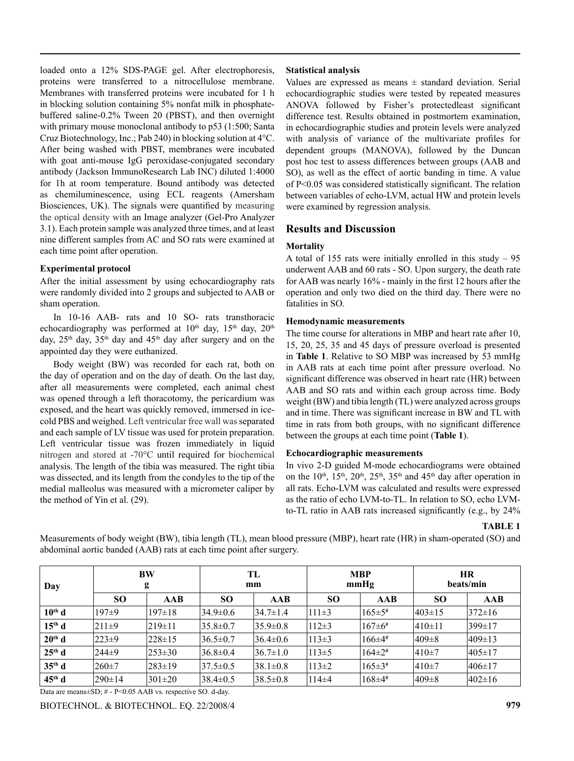loaded onto a 12% SDS-PAGE gel. After electrophoresis, proteins were transferred to a nitrocellulose membrane. Membranes with transferred proteins were incubated for 1 h in blocking solution containing 5% nonfat milk in phosphate-buffered saline-0.2% Tween 20 (PBST), and then overnight with primary mouse monoclonal antibody to p53 (1:500; Santa Cruz Biotechnology, Inc.; Pab 240) in blocking solution at 4°C. After being washed with PBST, membranes were incubated with goat anti-mouse IgG peroxidase-conjugated secondary antibody (Jackson ImmunoResearch Lab INC) diluted 1:4000 for 1h at room temperature. Bound antibody was detected as chemiluminescence, using ECL reagents (Amersham Biosciences, UK). The signals were quantified by measuring the optical density with an Image analyzer (Gel-Pro Analyzer 3.1). Each protein sample was analyzed three times, and at least nine different samples from AC and SO rats were examined at each time point after operation.

### Experimental protocol

After the initial assessment by using echocardiography rats were randomly divided into 2 groups and subjected to AAB or sham operation.

In 10-16 AAB- rats and 10 SO- rats transthoracic echocardiography was performed at 10th day, 15th day, 20th day, 25th day, 35th day and 45th day after surgery and on the appointed day they were euthanized.

Body weight (BW) was recorded for each rat, both on the day of operation and on the day of death. On the last day, after all measurements were completed, each animal chest was opened through a left thoracotomy, the pericardium was exposed, and the heart was quickly removed, immersed in ice-cold PBS and weighed. Left ventricular free wall was separated and each sample of LV tissue was used for protein preparation. Left ventricular tissue was frozen immediately in liquid nitrogen and stored at -70°C until required for biochemical analysis. The length of the tibia was measured. The right tibia was dissected, and its length from the condyles to the tip of the medial malleolus was measured with a micrometer caliper by the method of Yin et al. (29).

### Statistical analysis

Values are expressed as means ± standard deviation. Serial echocardiographic studies were tested by repeated measures ANOVA followed by Fisher's protectedleast significant difference test. Results obtained in postmortem examination, in echocardiographic studies and protein levels were analyzed with analysis of variance of the multivariate profiles for dependent groups (MANOVA), followed by the Duncan post hoc test to assess differences between groups (AAB and SO), as well as the effect of aortic banding in time. A value of $P<0.05$ was considered statistically significant. The relation between variables of echo-LVM, actual HW and protein levels were examined by regression analysis.

## Results and Discussion

### Mortality

A total of 155 rats were initially enrolled in this study – 95 underwent AAB and 60 rats - SO. Upon surgery, the death rate for AAB was nearly 16% - mainly in the first 12 hours after the operation and only two died on the third day. There were no fatalities in SO.

### Hemodynamic measurements

The time course for alterations in MBP and heart rate after 10, 15, 20, 25, 35 and 45 days of pressure overload is presented in **Table 1**. Relative to SO MBP was increased by 53 mmHg in AAB rats at each time point after pressure overload. No significant difference was observed in heart rate (HR) between AAB and SO rats and within each group across time. Body weight (BW) and tibia length (TL) were analyzed across groups and in time. There was significant increase in BW and TL with time in rats from both groups, with no significant difference between the groups at each time point (**Table 1**).

### Echocardiographic measurements

In vivo 2-D guided M-mode echocardiograms were obtained on the 10th, 15th, 20th, 25th, 35th and 45th day after operation in all rats. Echo-LVM was calculated and results were expressed as the ratio of echo LVM-to-TL. In relation to SO, echo LVM-to-TL ratio in AAB rats increased significantly (e.g., by 24%

**TABLE 1**

Measurements of body weight (BW), tibia length (TL), mean blood pressure (MBP), heart rate (HR) in sham-operated (SO) and abdominal aortic banded (AAB) rats at each time point after surgery.

| Day | BW g | | TL mm | | MBP mmHg | | HR beats/min | |
|---|---|---|---|---|---|---|---|---|
| | SO | AAB | SO | AAB | SO | AAB | SO | AAB |
| 10th d | 197±9 | 197±18 | 34.9±0.6 | 34.7±1.4 | 111±3 | 165±5# | 403±15 | 372±16 |
| 15th d | 211±9 | 219±11 | 35.8±0.7 | 35.9±0.8 | 112±3 | 167±6# | 410±11 | 399±17 |
| 20th d | 223±9 | 228±15 | 36.5±0.7 | 36.4±0.6 | 113±3 | 166±4# | 409±8 | 409±13 |
| 25th d | 244±9 | 253±30 | 36.8±0.4 | 36.7±1.0 | 113±5 | 164±2# | 410±7 | 405±17 |
| 35th d | 260±7 | 283±19 | 37.5±0.5 | 38.1±0.8 | 113±2 | 165±3# | 410±7 | 406±17 |
| 45th d | 290±14 | 301±20 | 38.4±0.5 | 38.5±0.8 | 114±4 | 168±4# | 409±8 | 402±16 |

Data are means±SD; # - P<0.05 AAB vs. respective SO. d-day.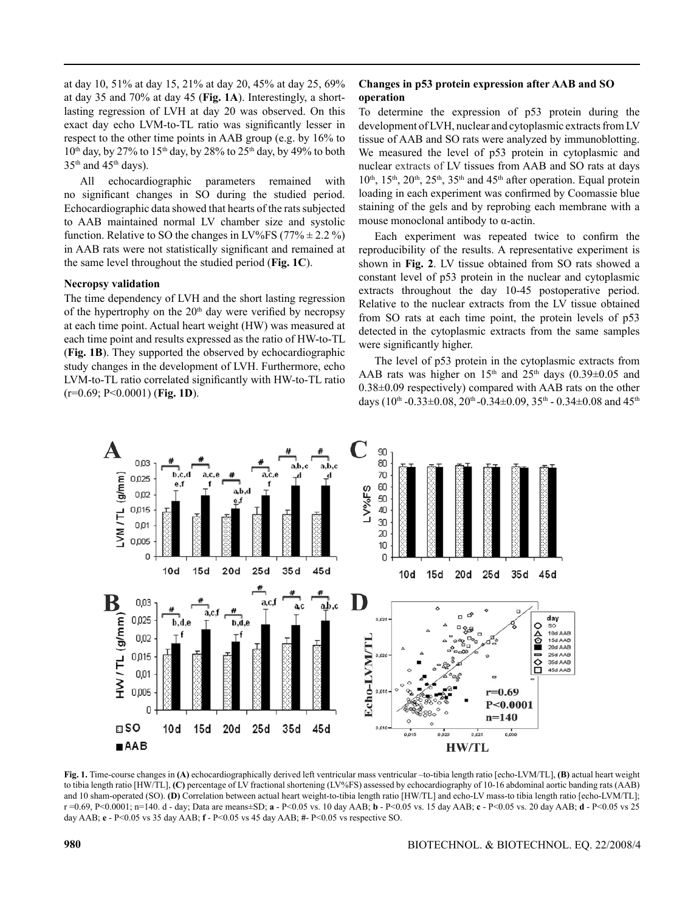at day 10, 51% at day 15, 21% at day 20, 45% at day 25, 69% at day 35 and 70% at day 45 (**Fig. 1A**). Interestingly, a short-lasting regression of LVH at day 20 was observed. On this exact day echo LVM-to-TL ratio was significantly lesser in respect to the other time points in AAB group (e.g. by 16% to $10^{th}$ day, by 27% to $15^{th}$ day, by 28% to $25^{th}$ day, by 49% to both $35^{th}$ and $45^{th}$ days).

All echocardiographic parameters remained with no significant changes in SO during the studied period. Echocardiographic data showed that hearts of the rats subjected to AAB maintained normal LV chamber size and systolic function. Relative to SO the changes in LV%FS (77% ± 2.2 %) in AAB rats were not statistically significant and remained at the same level throughout the studied period (**Fig. 1C**).

### Necropsy validation

The time dependency of LVH and the short lasting regression of the hypertrophy on the $20^{th}$ day were verified by necropsy at each time point. Actual heart weight (HW) was measured at each time point and results expressed as the ratio of HW-to-TL (**Fig. 1B**). They supported the observed by echocardiographic study changes in the development of LVH. Furthermore, echo LVM-to-TL ratio correlated significantly with HW-to-TL ratio (r=0.69; P<0.0001) (**Fig. 1D**).

### Changes in p53 protein expression after AAB and SO operation

To determine the expression of p53 protein during the development of LVH, nuclear and cytoplasmic extracts from LV tissue of AAB and SO rats were analyzed by immunoblotting. We measured the level of p53 protein in cytoplasmic and nuclear extracts of LV tissues from AAB and SO rats at days $10^{th}$, $15^{th}$, $20^{th}$, $25^{th}$, $35^{th}$ and $45^{th}$ after operation. Equal protein loading in each experiment was confirmed by Coomassie blue staining of the gels and by reprobing each membrane with a mouse monoclonal antibody to α-actin.

Each experiment was repeated twice to confirm the reproducibility of the results. A representative experiment is shown in **Fig. 2**. LV tissue obtained from SO rats showed a constant level of p53 protein in the nuclear and cytoplasmic extracts throughout the day 10-45 postoperative period. Relative to the nuclear extracts from the LV tissue obtained from SO rats at each time point, the protein levels of p53 detected in the cytoplasmic extracts from the same samples were significantly higher.

The level of p53 protein in the cytoplasmic extracts from AAB rats was higher on $15^{th}$ and $25^{th}$ days (0.39±0.05 and 0.38±0.09 respectively) compared with AAB rats on the other days ($10^{th}$ -0.33±0.08, $20^{th}$ -0.34±0.09, $35^{th}$ - 0.34±0.08 and $45^{th}$

**Fig. 1.** Time-course changes in **(A)** echocardiographically derived left ventricular mass ventricular –to-tibia length ratio [echo-LVM/TL], **(B)** actual heart weight to tibia length ratio [HW/TL], **(C)** percentage of LV fractional shortening (LV%FS) assessed by echocardiography of 10-16 abdominal aortic banding rats (AAB) and 10 sham-operated (SO). **(D)** Correlation between actual heart weight-to-tibia length ratio [HW/TL] and echo-LV mass-to tibia length ratio [echo-LVM/TL]; r =0.69, P<0.0001; n=140. d - day; Data are means±SD; **a** - P<0.05 vs. 10 day AAB; **b** - P<0.05 vs. 15 day AAB; **c** - P<0.05 vs. 20 day AAB; **d** - P<0.05 vs 25 day AAB; **e** - P<0.05 vs 35 day AAB; **f** - P<0.05 vs 45 day AAB; **#**- P<0.05 vs respective SO.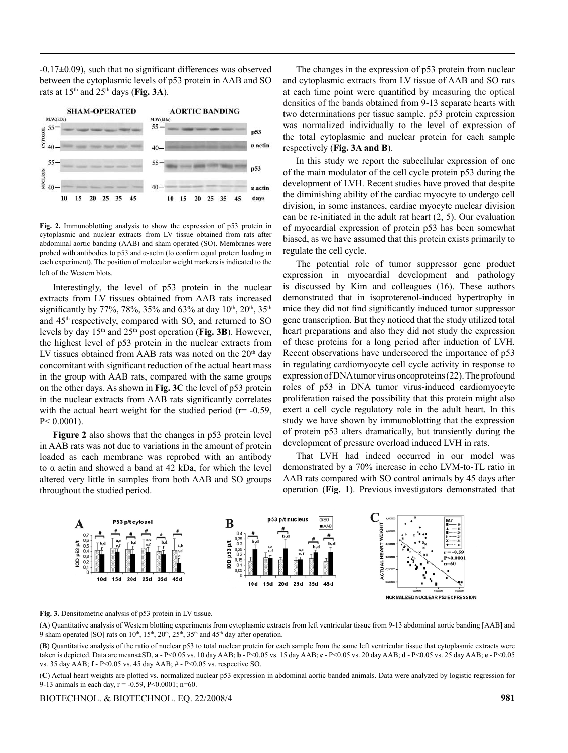-0.17±0.09), such that no significant differences was observed between the cytoplasmic levels of p53 protein in AAB and SO rats at 15th and 25th days (**Fig. 3A**).

**Fig. 2.** Immunoblotting analysis to show the expression of p53 protein in cytoplasmic and nuclear extracts from LV tissue obtained from rats after abdominal aortic banding (AAB) and sham operated (SO). Membranes were probed with antibodies to p53 and α-actin (to confirm equal protein loading in each experiment). The position of molecular weight markers is indicated to the left of the Western blots.

Interestingly, the level of p53 protein in the nuclear extracts from LV tissues obtained from AAB rats increased significantly by 77%, 78%, 35% and 63% at day 10th, 20th, 35th and 45th respectively, compared with SO, and returned to SO levels by day 15th and 25th post operation (**Fig. 3B**). However, the highest level of p53 protein in the nuclear extracts from LV tissues obtained from AAB rats was noted on the 20th day concomitant with significant reduction of the actual heart mass in the group with AAB rats, compared with the same groups on the other days. As shown in **Fig. 3C** the level of p53 protein in the nuclear extracts from AAB rats significantly correlates with the actual heart weight for the studied period (r= -0.59, P< 0.0001).

**Figure 2** also shows that the changes in p53 protein level in AAB rats was not due to variations in the amount of protein loaded as each membrane was reprobed with an antibody to α actin and showed a band at 42 kDa, for which the level altered very little in samples from both AAB and SO groups throughout the studied period.

The changes in the expression of p53 protein from nuclear and cytoplasmic extracts from LV tissue of AAB and SO rats at each time point were quantified by measuring the optical densities of the bands obtained from 9-13 separate hearts with two determinations per tissue sample. p53 protein expression was normalized individually to the level of expression of the total cytoplasmic and nuclear protein for each sample respectively (**Fig. 3A and B**).

In this study we report the subcellular expression of one of the main modulator of the cell cycle protein p53 during the development of LVH. Recent studies have proved that despite the diminishing ability of the cardiac myocyte to undergo cell division, in some instances, cardiac myocyte nuclear division can be re-initiated in the adult rat heart (2, 5). Our evaluation of myocardial expression of protein p53 has been somewhat biased, as we have assumed that this protein exists primarily to regulate the cell cycle.

The potential role of tumor suppressor gene product expression in myocardial development and pathology is discussed by Kim and colleagues (16). These authors demonstrated that in isoproterenol-induced hypertrophy in mice they did not find significantly induced tumor suppressor gene transcription. But they noticed that the study utilized total heart preparations and also they did not study the expression of these proteins for a long period after induction of LVH. Recent observations have underscored the importance of p53 in regulating cardiomyocyte cell cycle activity in response to expression of DNA tumor virus oncoproteins (22). The profound roles of p53 in DNA tumor virus-induced cardiomyocyte proliferation raised the possibility that this protein might also exert a cell cycle regulatory role in the adult heart. In this study we have shown by immunoblotting that the expression of protein p53 alters dramatically, but transiently during the development of pressure overload induced LVH in rats.

That LVH had indeed occurred in our model was demonstrated by a 70% increase in echo LVM-to-TL ratio in AAB rats compared with SO control animals by 45 days after operation (**Fig. 1**). Previous investigators demonstrated that

**Fig. 3.** Densitometric analysis of p53 protein in LV tissue.

(**A**) Quantitative analysis of Western blotting experiments from cytoplasmic extracts from left ventricular tissue from 9-13 abdominal aortic banding [AAB] and 9 sham operated [SO] rats on 10th, 15th, 20th, 25th, 35th and 45th day after operation.

(**B**) Quantitative analysis of the ratio of nuclear p53 to total nuclear protein for each sample from the same left ventricular tissue that cytoplasmic extracts were taken is depicted. Data are means±SD, **a** - P<0.05 vs. 10 day AAB; **b** - P<0.05 vs. 15 day AAB; **c** - P<0.05 vs. 20 day AAB; **d** - P<0.05 vs. 25 day AAB; **e** - P<0.05 vs. 35 day AAB; **f** - P<0.05 vs. 45 day AAB; # - P<0.05 vs. respective SO.

(**C**) Actual heart weights are plotted vs. normalized nuclear p53 expression in abdominal aortic banded animals. Data were analyzed by logistic regression for 9-13 animals in each day, r = -0.59, P<0.0001; n=60.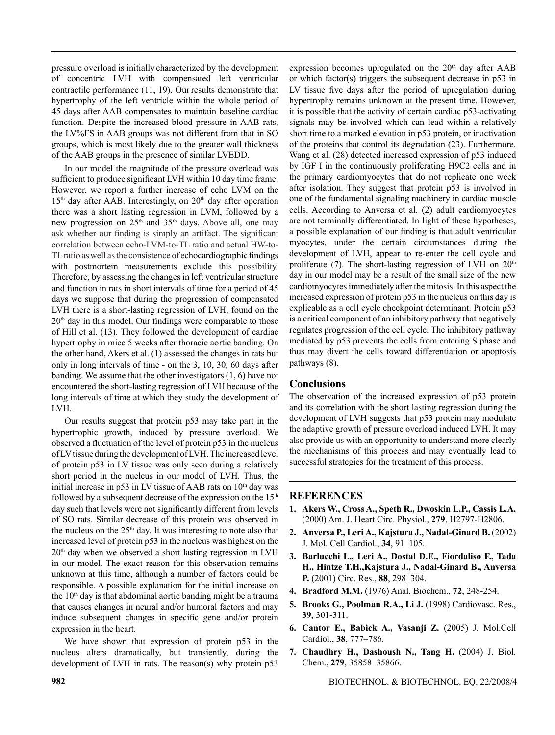pressure overload is initially characterized by the development of concentric LVH with compensated left ventricular contractile performance (11, 19). Our results demonstrate that hypertrophy of the left ventricle within the whole period of 45 days after AAB compensates to maintain baseline cardiac function. Despite the increased blood pressure in AAB rats, the LV%FS in AAB groups was not different from that in SO groups, which is most likely due to the greater wall thickness of the AAB groups in the presence of similar LVEDD.

In our model the magnitude of the pressure overload was sufficient to produce significant LVH within 10 day time frame. However, we report a further increase of echo LVM on the 15th day after AAB. Interestingly, on 20th day after operation there was a short lasting regression in LVM, followed by a new progression on 25th and 35th days. Above all, one may ask whether our finding is simply an artifact. The significant correlation between echo-LVM-to-TL ratio and actual HW-to-TL ratio as well as the consistence of echocardiographic findings with postmortem measurements exclude this possibility. Therefore, by assessing the changes in left ventricular structure and function in rats in short intervals of time for a period of 45 days we suppose that during the progression of compensated LVH there is a short-lasting regression of LVH, found on the 20th day in this model. Our findings were comparable to those of Hill et al. (13). They followed the development of cardiac hypertrophy in mice 5 weeks after thoracic aortic banding. On the other hand, Akers et al. (1) assessed the changes in rats but only in long intervals of time - on the 3, 10, 30, 60 days after banding. We assume that the other investigators (1, 6) have not encountered the short-lasting regression of LVH because of the long intervals of time at which they study the development of LVH.

Our results suggest that protein p53 may take part in the hypertrophic growth, induced by pressure overload. We observed a fluctuation of the level of protein p53 in the nucleus of LV tissue during the development of LVH. The increased level of protein p53 in LV tissue was only seen during a relatively short period in the nucleus in our model of LVH. Thus, the initial increase in p53 in LV tissue of AAB rats on 10th day was followed by a subsequent decrease of the expression on the 15th day such that levels were not significantly different from levels of SO rats. Similar decrease of this protein was observed in the nucleus on the 25th day. It was interesting to note also that increased level of protein p53 in the nucleus was highest on the 20th day when we observed a short lasting regression in LVH in our model. The exact reason for this observation remains unknown at this time, although a number of factors could be responsible. A possible explanation for the initial increase on the 10th day is that abdominal aortic banding might be a trauma that causes changes in neural and/or humoral factors and may induce subsequent changes in specific gene and/or protein expression in the heart.

We have shown that expression of protein p53 in the nucleus alters dramatically, but transiently, during the development of LVH in rats. The reason(s) why protein p53 expression becomes upregulated on the 20th day after AAB or which factor(s) triggers the subsequent decrease in p53 in LV tissue five days after the period of upregulation during hypertrophy remains unknown at the present time. However, it is possible that the activity of certain cardiac p53-activating signals may be involved which can lead within a relatively short time to a marked elevation in p53 protein, or inactivation of the proteins that control its degradation (23). Furthermore, Wang et al. (28) detected increased expression of p53 induced by IGF I in the continuously proliferating H9C2 cells and in the primary cardiomyocytes that do not replicate one week after isolation. They suggest that protein p53 is involved in one of the fundamental signaling machinery in cardiac muscle cells. According to Anversa et al. (2) adult cardiomyocytes are not terminally differentiated. In light of these hypotheses, a possible explanation of our finding is that adult ventricular myocytes, under the certain circumstances during the development of LVH, appear to re-enter the cell cycle and proliferate (7). The short-lasting regression of LVH on 20th day in our model may be a result of the small size of the new cardiomyocytes immediately after the mitosis. In this aspect the increased expression of protein p53 in the nucleus on this day is explicable as a cell cycle checkpoint determinant. Protein p53 is a critical component of an inhibitory pathway that negatively regulates progression of the cell cycle. The inhibitory pathway mediated by p53 prevents the cells from entering S phase and thus may divert the cells toward differentiation or apoptosis pathways (8).

## Conclusions

The observation of the increased expression of p53 protein and its correlation with the short lasting regression during the development of LVH suggests that p53 protein may modulate the adaptive growth of pressure overload induced LVH. It may also provide us with an opportunity to understand more clearly the mechanisms of this process and may eventually lead to successful strategies for the treatment of this process.

## REFERENCES

1. **Akers W., Cross A., Speth R., Dwoskin L.P., Cassis L.A.** (2000) Am. J. Heart Circ. Physiol., **279**, H2797-H2806.
2. **Anversa P., Leri A., Kajstura J., Nadal-Ginard B.** (2002) J. Mol. Cell Cardiol., **34**, 91–105.
3. **Barlucchi L., Leri A., Dostal D.E., Fiordaliso F., Tada H., Hintze T.H.,Kajstura J., Nadal-Ginard B., Anversa P.** (2001) Circ. Res., **88**, 298–304.
4. **Bradford M.M.** (1976) Anal. Biochem., **72**, 248-254.
5. **Brooks G., Poolman R.A., Li J.** (1998) Cardiovasc. Res., **39**, 301-311.
6. **Cantor E., Babick A., Vasanji Z.** (2005) J. Mol.Cell Cardiol., **38**, 777–786.
7. **Chaudhry H., Dashoush N., Tang H.** (2004) J. Biol. Chem., **279**, 35858–35866.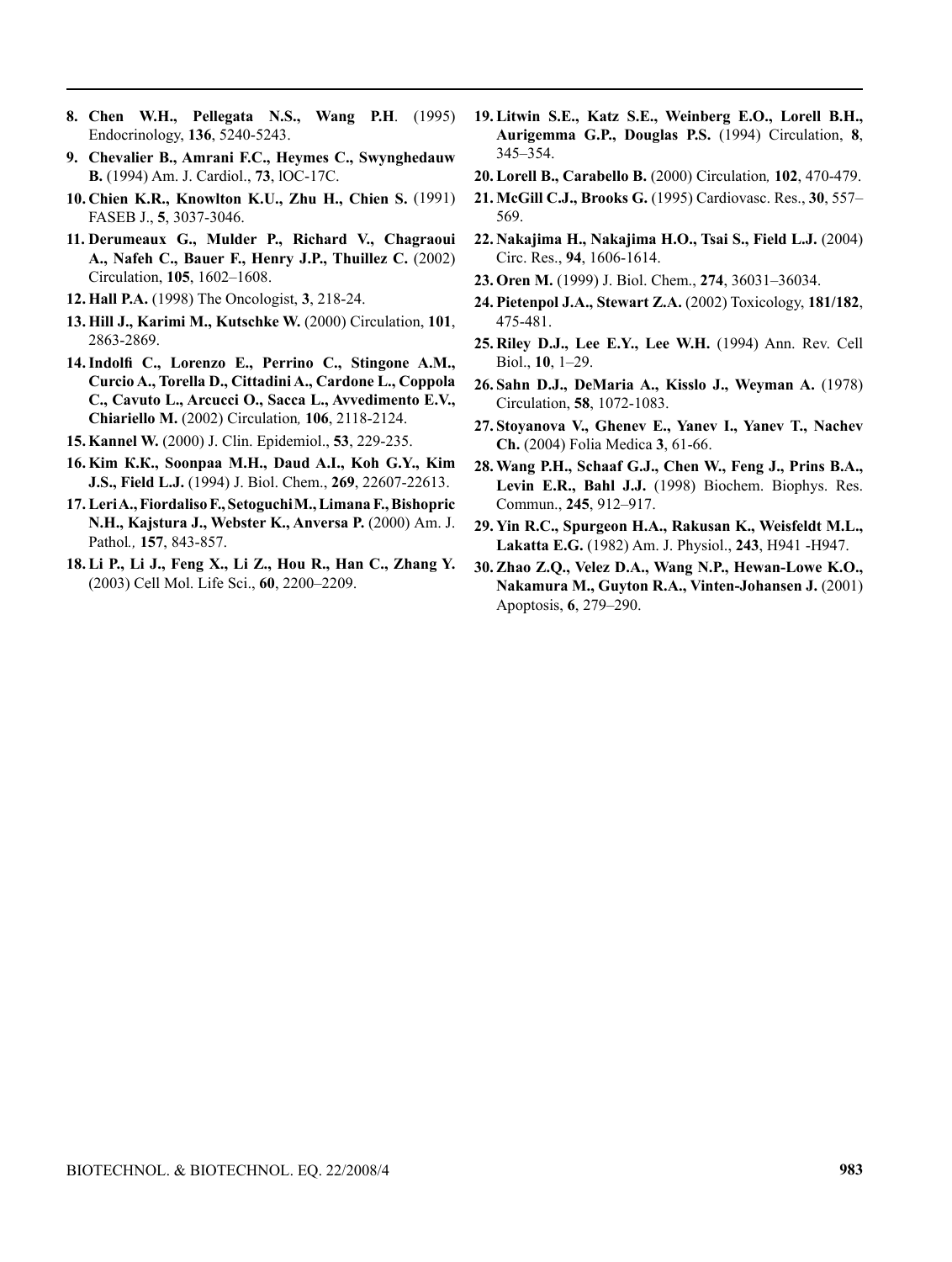8. **Chen W.H., Pellegata N.S., Wang P.H**. (1995) Endocrinology, **136**, 5240-5243.

9. **Chevalier B., Amrani F.C., Heymes C., Swynghedauw B.** (1994) Am. J. Cardiol., **73**, lOC-17C.

10. **Chien K.R., Knowlton K.U., Zhu H., Chien S.** (1991) FASEB J., **5**, 3037-3046.

11. **Derumeaux G., Mulder P., Richard V., Chagraoui A., Nafeh C., Bauer F., Henry J.P., Thuillez C.** (2002) Circulation, **105**, 1602–1608.

12. **Hall P.A.** (1998) The Oncologist, **3**, 218-24.

13. **Hill J., Karimi M., Kutschke W.** (2000) Circulation, **101**, 2863-2869.

14. **Indolfi C., Lorenzo E., Perrino C., Stingone A.M., Curcio A., Torella D., Cittadini A., Cardone L., Coppola C., Cavuto L., Arcucci O., Sacca L., Avvedimento E.V., Chiariello M.** (2002) Circulation*,* **106**, 2118-2124.

15. **Kannel W.** (2000) J. Clin. Epidemiol., **53**, 229-235.

16. **Kim K.K., Soonpaa M.H., Daud A.I., Koh G.Y., Kim J.S., Field L.J.** (1994) J. Biol. Chem., **269**, 22607-22613.

17. **Leri A., Fiordaliso F., Setoguchi M., Limana F., Bishopric N.H., Kajstura J., Webster K., Anversa P.** (2000) Am. J. Pathol*.,* **157**, 843-857.

18. **Li P., Li J., Feng X., Li Z., Hou R., Han C., Zhang Y.** (2003) Cell Mol. Life Sci., **60**, 2200–2209.

19. **Litwin S.E., Katz S.E., Weinberg E.O., Lorell B.H., Aurigemma G.P., Douglas P.S.** (1994) Circulation, **8**, 345–354.

20. **Lorell B., Carabello B.** (2000) Circulation*,* **102**, 470-479.

21. **McGill C.J., Brooks G.** (1995) Cardiovasc. Res., **30**, 557–569.

22. **Nakajima H., Nakajima H.O., Tsai S., Field L.J.** (2004) Circ. Res., **94**, 1606-1614.

23. **Oren M.** (1999) J. Biol. Chem., **274**, 36031–36034.

24. **Pietenpol J.A., Stewart Z.A.** (2002) Toxicology, **181/182**, 475-481.

25. **Riley D.J., Lee E.Y., Lee W.H.** (1994) Ann. Rev. Cell Biol., **10**, 1–29.

26. **Sahn D.J., DeMaria A., Kisslo J., Weyman A.** (1978) Circulation, **58**, 1072-1083.

27. **Stoyanova V., Ghenev E., Yanev I., Yanev T., Nachev Ch.** (2004) Folia Medica **3**, 61-66.

28. **Wang P.H., Schaaf G.J., Chen W., Feng J., Prins B.A., Levin E.R., Bahl J.J.** (1998) Biochem. Biophys. Res. Commun., **245**, 912–917.

29. **Yin R.C., Spurgeon H.A., Rakusan K., Weisfeldt M.L., Lakatta E.G.** (1982) Am. J. Physiol., **243**, H941 -H947.

30. **Zhao Z.Q., Velez D.A., Wang N.P., Hewan-Lowe K.O., Nakamura M., Guyton R.A., Vinten-Johansen J.** (2001) Apoptosis, **6**, 279–290.